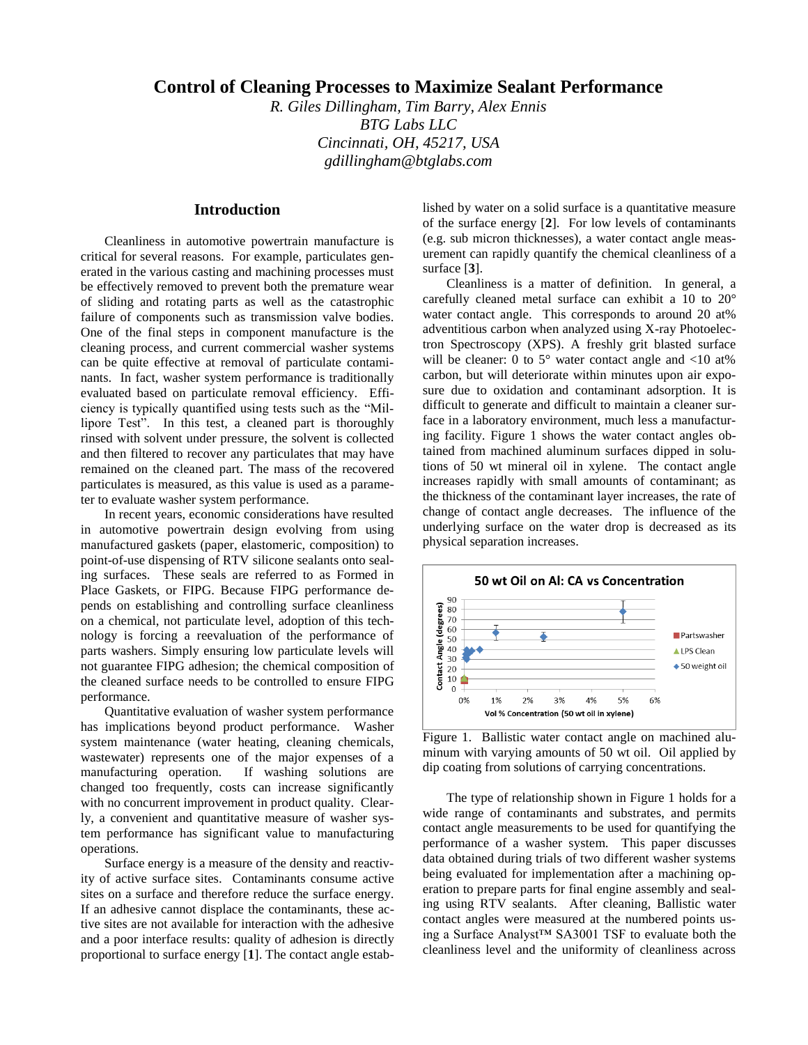# Control of Cleaning Processes to Maximize Sealant Performance

*R. Giles Dillingham, Tim Barry, Alex Ennis*
*BTG Labs LLC*
*Cincinnati, OH, 45217, USA*
*gdillingham@btglabs.com*

## Introduction

Cleanliness in automotive powertrain manufacture is critical for several reasons. For example, particulates generated in the various casting and machining processes must be effectively removed to prevent both the premature wear of sliding and rotating parts as well as the catastrophic failure of components such as transmission valve bodies. One of the final steps in component manufacture is the cleaning process, and current commercial washer systems can be quite effective at removal of particulate contaminants. In fact, washer system performance is traditionally evaluated based on particulate removal efficiency. Efficiency is typically quantified using tests such as the "Millipore Test". In this test, a cleaned part is thoroughly rinsed with solvent under pressure, the solvent is collected and then filtered to recover any particulates that may have remained on the cleaned part. The mass of the recovered particulates is measured, as this value is used as a parameter to evaluate washer system performance.

In recent years, economic considerations have resulted in automotive powertrain design evolving from using manufactured gaskets (paper, elastomeric, composition) to point-of-use dispensing of RTV silicone sealants onto sealing surfaces. These seals are referred to as Formed in Place Gaskets, or FIPG. Because FIPG performance depends on establishing and controlling surface cleanliness on a chemical, not particulate level, adoption of this technology is forcing a reevaluation of the performance of parts washers. Simply ensuring low particulate levels will not guarantee FIPG adhesion; the chemical composition of the cleaned surface needs to be controlled to ensure FIPG performance.

Quantitative evaluation of washer system performance has implications beyond product performance. Washer system maintenance (water heating, cleaning chemicals, wastewater) represents one of the major expenses of a manufacturing operation. If washing solutions are changed too frequently, costs can increase significantly with no concurrent improvement in product quality. Clearly, a convenient and quantitative measure of washer system performance has significant value to manufacturing operations.

Surface energy is a measure of the density and reactivity of active surface sites. Contaminants consume active sites on a surface and therefore reduce the surface energy. If an adhesive cannot displace the contaminants, these active sites are not available for interaction with the adhesive and a poor interface results: quality of adhesion is directly proportional to surface energy [**1**]. The contact angle established by water on a solid surface is a quantitative measure of the surface energy [**2**]. For low levels of contaminants (e.g. sub micron thicknesses), a water contact angle measurement can rapidly quantify the chemical cleanliness of a surface [**3**].

Cleanliness is a matter of definition. In general, a carefully cleaned metal surface can exhibit a 10 to 20° water contact angle. This corresponds to around 20 at% adventitious carbon when analyzed using X-ray Photoelectron Spectroscopy (XPS). A freshly grit blasted surface will be cleaner: 0 to 5° water contact angle and <10 at% carbon, but will deteriorate within minutes upon air exposure due to oxidation and contaminant adsorption. It is difficult to generate and difficult to maintain a cleaner surface in a laboratory environment, much less a manufacturing facility. Figure 1 shows the water contact angles obtained from machined aluminum surfaces dipped in solutions of 50 wt mineral oil in xylene. The contact angle increases rapidly with small amounts of contaminant; as the thickness of the contaminant layer increases, the rate of change of contact angle decreases. The influence of the underlying surface on the water drop is decreased as its physical separation increases.

Figure 1. Ballistic water contact angle on machined aluminum with varying amounts of 50 wt oil. Oil applied by dip coating from solutions of carrying concentrations.

The type of relationship shown in Figure 1 holds for a wide range of contaminants and substrates, and permits contact angle measurements to be used for quantifying the performance of a washer system. This paper discusses data obtained during trials of two different washer systems being evaluated for implementation after a machining operation to prepare parts for final engine assembly and sealing using RTV sealants. After cleaning, Ballistic water contact angles were measured at the numbered points using a Surface Analyst™ SA3001 TSF to evaluate both the cleanliness level and the uniformity of cleanliness across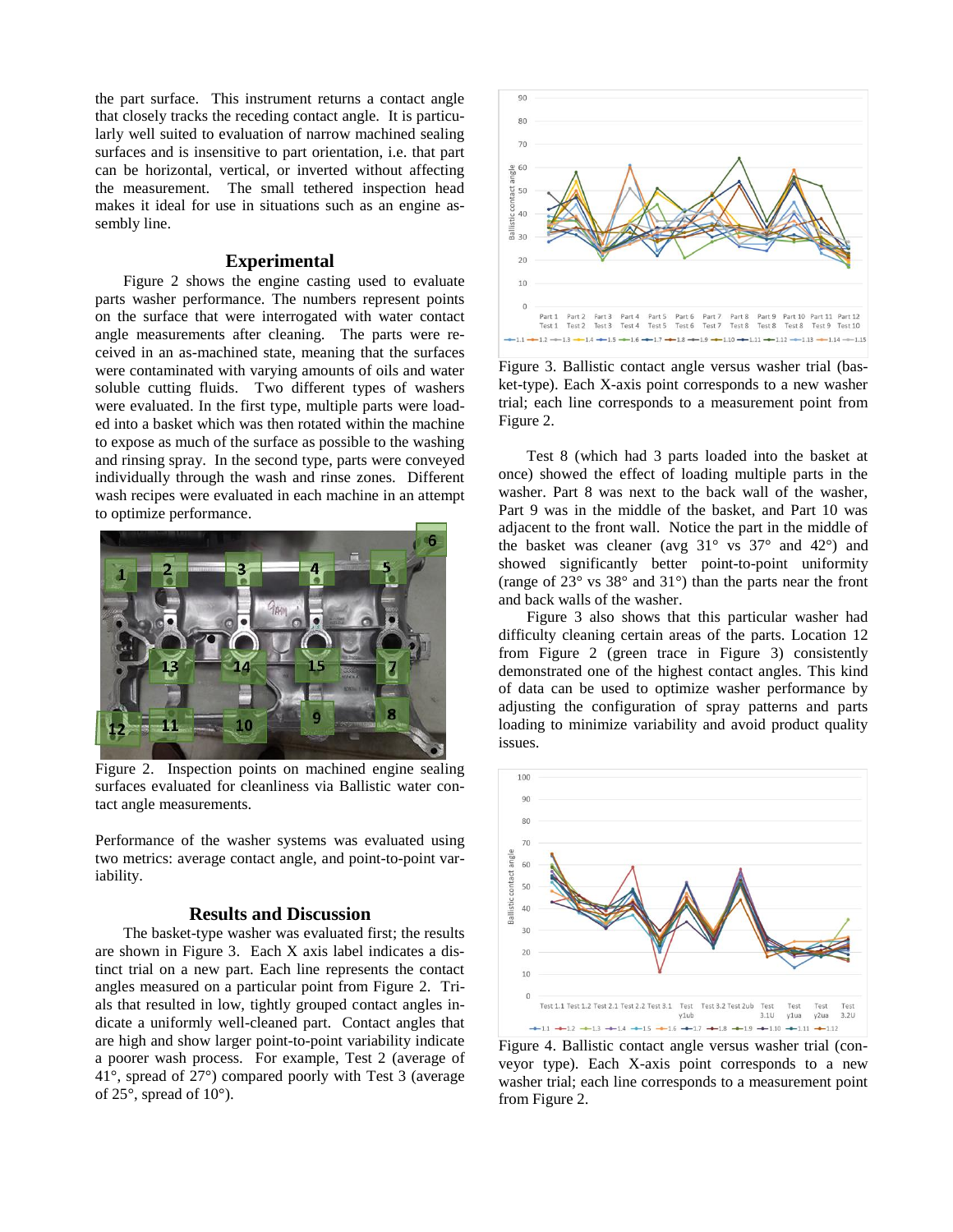the part surface. This instrument returns a contact angle that closely tracks the receding contact angle. It is particularly well suited to evaluation of narrow machined sealing surfaces and is insensitive to part orientation, i.e. that part can be horizontal, vertical, or inverted without affecting the measurement. The small tethered inspection head makes it ideal for use in situations such as an engine assembly line.

## Experimental

Figure 2 shows the engine casting used to evaluate parts washer performance. The numbers represent points on the surface that were interrogated with water contact angle measurements after cleaning. The parts were received in an as-machined state, meaning that the surfaces were contaminated with varying amounts of oils and water soluble cutting fluids. Two different types of washers were evaluated. In the first type, multiple parts were loaded into a basket which was then rotated within the machine to expose as much of the surface as possible to the washing and rinsing spray. In the second type, parts were conveyed individually through the wash and rinse zones. Different wash recipes were evaluated in each machine in an attempt to optimize performance.

Figure 2. Inspection points on machined engine sealing surfaces evaluated for cleanliness via Ballistic water contact angle measurements.

Performance of the washer systems was evaluated using two metrics: average contact angle, and point-to-point variability.

## Results and Discussion

The basket-type washer was evaluated first; the results are shown in Figure 3. Each X axis label indicates a distinct trial on a new part. Each line represents the contact angles measured on a particular point from Figure 2. Trials that resulted in low, tightly grouped contact angles indicate a uniformly well-cleaned part. Contact angles that are high and show larger point-to-point variability indicate a poorer wash process. For example, Test 2 (average of 41°, spread of 27°) compared poorly with Test 3 (average of 25°, spread of 10°).

Figure 3. Ballistic contact angle versus washer trial (basket-type). Each X-axis point corresponds to a new washer trial; each line corresponds to a measurement point from Figure 2.

Test 8 (which had 3 parts loaded into the basket at once) showed the effect of loading multiple parts in the washer. Part 8 was next to the back wall of the washer, Part 9 was in the middle of the basket, and Part 10 was adjacent to the front wall. Notice the part in the middle of the basket was cleaner (avg 31° vs 37° and 42°) and showed significantly better point-to-point uniformity (range of 23° vs 38° and 31°) than the parts near the front and back walls of the washer.

Figure 3 also shows that this particular washer had difficulty cleaning certain areas of the parts. Location 12 from Figure 2 (green trace in Figure 3) consistently demonstrated one of the highest contact angles. This kind of data can be used to optimize washer performance by adjusting the configuration of spray patterns and parts loading to minimize variability and avoid product quality issues.

Figure 4. Ballistic contact angle versus washer trial (conveyor type). Each X-axis point corresponds to a new washer trial; each line corresponds to a measurement point from Figure 2.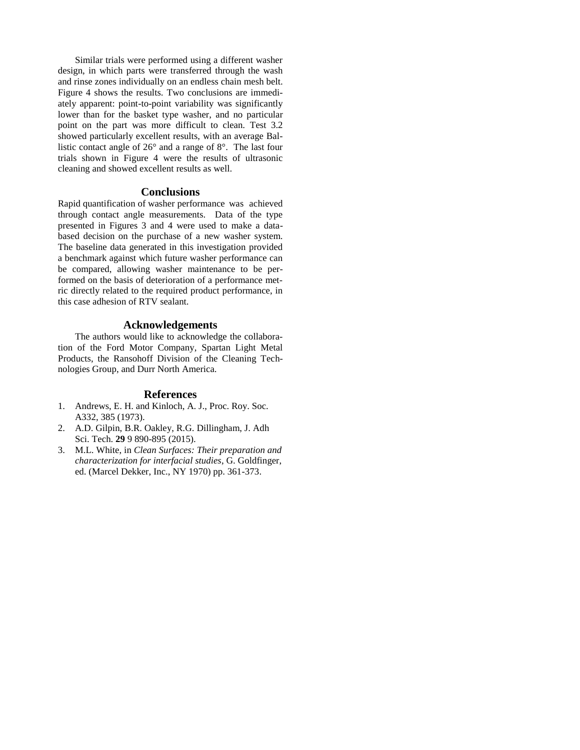Similar trials were performed using a different washer design, in which parts were transferred through the wash and rinse zones individually on an endless chain mesh belt. Figure 4 shows the results. Two conclusions are immediately apparent: point-to-point variability was significantly lower than for the basket type washer, and no particular point on the part was more difficult to clean. Test 3.2 showed particularly excellent results, with an average Ballistic contact angle of 26° and a range of 8°. The last four trials shown in Figure 4 were the results of ultrasonic cleaning and showed excellent results as well.

## Conclusions

Rapid quantification of washer performance was achieved through contact angle measurements. Data of the type presented in Figures 3 and 4 were used to make a data-based decision on the purchase of a new washer system. The baseline data generated in this investigation provided a benchmark against which future washer performance can be compared, allowing washer maintenance to be performed on the basis of deterioration of a performance metric directly related to the required product performance, in this case adhesion of RTV sealant.

## Acknowledgements

The authors would like to acknowledge the collaboration of the Ford Motor Company, Spartan Light Metal Products, the Ransohoff Division of the Cleaning Technologies Group, and Durr North America.

## References

1. Andrews, E. H. and Kinloch, A. J., Proc. Roy. Soc. A332, 385 (1973).
2. A.D. Gilpin, B.R. Oakley, R.G. Dillingham, J. Adh Sci. Tech. **29** 9 890-895 (2015).
3. M.L. White, in *Clean Surfaces: Their preparation and characterization for interfacial studies*, G. Goldfinger, ed. (Marcel Dekker, Inc., NY 1970) pp. 361-373.